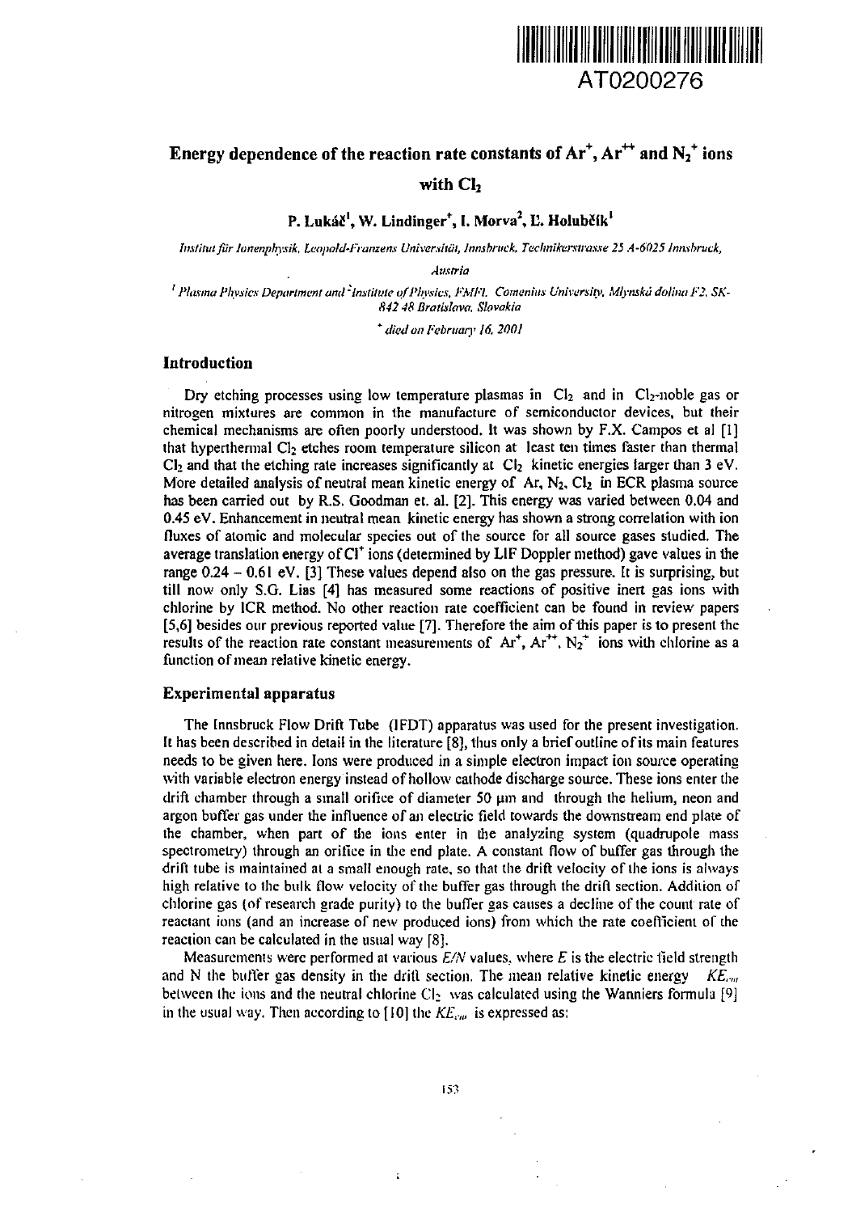AT0200276

# Energy dependence of the reaction rate constants of $Ar^+$, $Ar^{++}$ and $N_2^+$ ions with $Cl_2$

**P. Lukáč[1], W. Lindinger[+], I. Morva[2], E. Holubčík[1]**

*Institut für Ionenphysik, Leopold-Franzens Universität, Innsbruck, Technikerstrasse 25 A-6025 Innsbruck, Austria*

*[1] Plasma Physics Department and [2] Institute of Physics, FMFI, Comenius University, Mlynská dolina F2, SK-842 48 Bratislava, Slovakia*

*[+] died on February 16, 2001*

## Introduction

Dry etching processes using low temperature plasmas in $Cl_2$ and in $Cl_2$-noble gas or nitrogen mixtures are common in the manufacture of semiconductor devices, but their chemical mechanisms are often poorly understood. It was shown by F.X. Campos et al [1] that hyperthermal $Cl_2$ etches room temperature silicon at least ten times faster than thermal $Cl_2$ and that the etching rate increases significantly at $Cl_2$ kinetic energies larger than 3 eV. More detailed analysis of neutral mean kinetic energy of Ar, $N_2$, $Cl_2$ in ECR plasma source has been carried out by R.S. Goodman et. al. [2]. This energy was varied between 0.04 and 0.45 eV. Enhancement in neutral mean kinetic energy has shown a strong correlation with ion fluxes of atomic and molecular species out of the source for all source gases studied. The average translation energy of $Cl^+$ ions (determined by LIF Doppler method) gave values in the range 0.24 – 0.61 eV. [3] These values depend also on the gas pressure. It is surprising, but till now only S.G. Lias [4] has measured some reactions of positive inert gas ions with chlorine by ICR method. No other reaction rate coefficient can be found in review papers [5,6] besides our previous reported value [7]. Therefore the aim of this paper is to present the results of the reaction rate constant measurements of $Ar^+$, $Ar^{++}$, $N_2^+$ ions with chlorine as a function of mean relative kinetic energy.

## Experimental apparatus

The Innsbruck Flow Drift Tube (IFDT) apparatus was used for the present investigation. It has been described in detail in the literature [8], thus only a brief outline of its main features needs to be given here. Ions were produced in a simple electron impact ion source operating with variable electron energy instead of hollow cathode discharge source. These ions enter the drift chamber through a small orifice of diameter 50 μm and through the helium, neon and argon buffer gas under the influence of an electric field towards the downstream end plate of the chamber, when part of the ions enter in the analyzing system (quadrupole mass spectrometry) through an orifice in the end plate. A constant flow of buffer gas through the drift tube is maintained at a small enough rate, so that the drift velocity of the ions is always high relative to the bulk flow velocity of the buffer gas through the drift section. Addition of chlorine gas (of research grade purity) to the buffer gas causes a decline of the count rate of reactant ions (and an increase of new produced ions) from which the rate coefficient of the reaction can be calculated in the usual way [8].

Measurements were performed at various $E/N$ values, where $E$ is the electric field strength and N the buffer gas density in the drift section. The mean relative kinetic energy $KE_{cm}$ between the ions and the neutral chlorine $Cl_2$ was calculated using the Wanniers formula [9] in the usual way. Then according to [10] the $KE_{cm}$ is expressed as: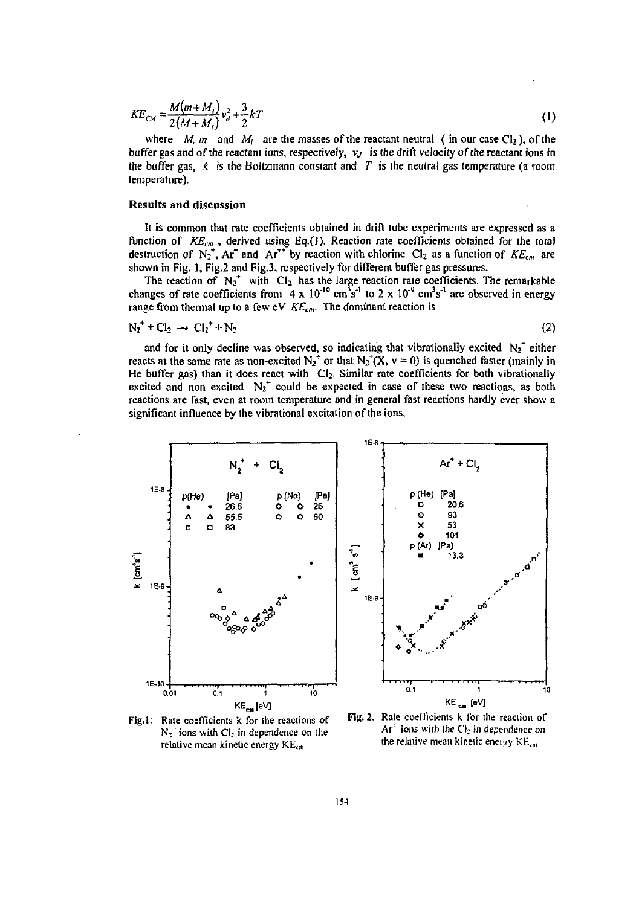$$KE_{CM} = \frac{M(m+M_i)}{2(M+M_i)}v_d^2 + \frac{3}{2}kT \tag{1}$$

where $M$, $m$ and $M_i$ are the masses of the reactant neutral ( in our case $Cl_2$ ), of the buffer gas and of the reactant ions, respectively, $v_d$ is the drift velocity of the reactant ions in the buffer gas, $k$ is the Boltzmann constant and $T$ is the neutral gas temperature (a room temperature).

## Results and discussion

It is common that rate coefficients obtained in drift tube experiments are expressed as a function of $KE_{cm}$, derived using Eq.(1). Reaction rate coefficients obtained for the total destruction of $N_2^+$, $Ar^+$ and $Ar^{++}$ by reaction with chlorine $Cl_2$ as a function of $KE_{cm}$ are shown in Fig. 1, Fig.2 and Fig.3, respectively for different buffer gas pressures.

The reaction of $N_2^+$ with $Cl_2$ has the large reaction rate coefficients. The remarkable changes of rate coefficients from $4 \times 10^{-10}$ cm$^3$s$^{-1}$ to $2 \times 10^{-9}$ cm$^3$s$^{-1}$ are observed in energy range from thermal up to a few eV $KE_{cm}$. The dominant reaction is

$$N_2^+ + Cl_2 \rightarrow Cl_2^+ + N_2 \tag{2}$$

and for it only decline was observed, so indicating that vibrationally excited $N_2^+$ either reacts at the same rate as non-excited $N_2^+$ or that $N_2^+(X, v = 0)$ is quenched faster (mainly in He buffer gas) than it does react with $Cl_2$. Similar rate coefficients for both vibrationally excited and non excited $N_2^+$ could be expected in case of these two reactions, as both reactions are fast, even at room temperature and in general fast reactions hardly ever show a significant influence by the vibrational excitation of the ions.

Fig.1: Rate coefficients k for the reactions of $N_2^+$ ions with $Cl_2$ in dependence on the relative mean kinetic energy $KE_{cm}$

Fig. 2. Rate coefficients k for the reaction of $Ar^+$ ions with the $Cl_2$ in dependence on the relative mean kinetic energy $KE_{cm}$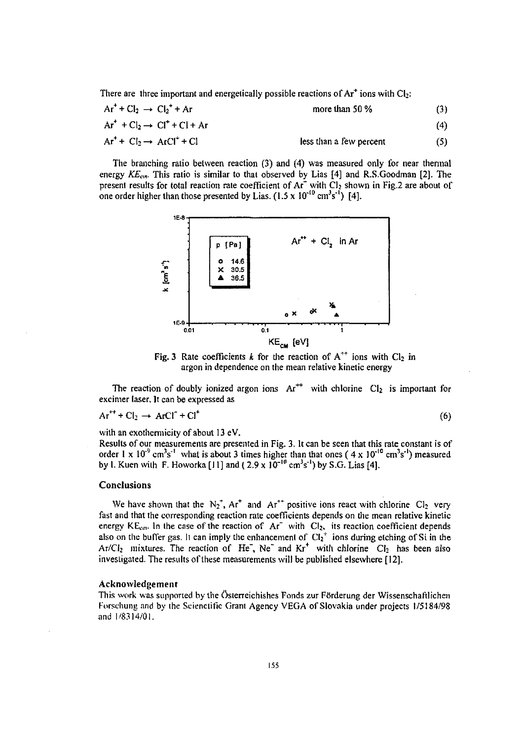There are three important and energetically possible reactions of $Ar^+$ ions with $Cl_2$:

$$Ar^+ + Cl_2 \rightarrow Cl_2^+ + Ar \qquad \text{more than 50 \%} \qquad (3)$$

$$Ar^+ + Cl_2 \rightarrow Cl^+ + Cl + Ar \qquad (4)$$

$$Ar^+ + Cl_2 \rightarrow ArCl^+ + Cl \qquad \text{less than a few percent} \qquad (5)$$

The branching ratio between reaction (3) and (4) was measured only for near thermal energy $KE_{cm}$. This ratio is similar to that observed by Lias [4] and R.S.Goodman [2]. The present results for total reaction rate coefficient of $Ar^+$ with $Cl_2$ shown in Fig.2 are about of one order higher than those presented by Lias. ($1.5 \times 10^{-10}$ $cm^3s^{-1}$) [4].

Fig. 3 Rate coefficients $k$ for the reaction of $A^{++}$ ions with $Cl_2$ in argon in dependence on the mean relative kinetic energy

The reaction of doubly ionized argon ions $Ar^{++}$ with chlorine $Cl_2$ is important for excimer laser. It can be expressed as

$$Ar^{++} + Cl_2 \rightarrow ArCl^+ + Cl^+ \qquad (6)$$

with an exothermicity of about 13 eV.

Results of our measurements are presented in Fig. 3. It can be seen that this rate constant is of order $1 \times 10^{-9}$ $cm^3s^{-1}$ what is about 3 times higher than that ones ( $4 \times 10^{-10}$ $cm^3s^{-1}$) measured by I. Kuen with F. Howorka [11] and ( $2.9 \times 10^{-10}$ $cm^3s^{-1}$) by S.G. Lias [4].

## Conclusions

We have shown that the $N_2^+$, $Ar^+$ and $Ar^{++}$ positive ions react with chlorine $Cl_2$ very fast and that the corresponding reaction rate coefficients depends on the mean relative kinetic energy $KE_{cm}$. In the case of the reaction of $Ar^+$ with $Cl_2$, its reaction coefficient depends also on the buffer gas. It can imply the enhancement of $Cl_2^+$ ions during etching of Si in the $Ar/Cl_2$ mixtures. The reaction of $He^+$, $Ne^+$ and $Kr^+$ with chlorine $Cl_2$ has been also investigated. The results of these measurements will be published elsewhere [12].

## Acknowledgement

This work was supported by the Österreichishes Fonds zur Förderung der Wissenschaftlichen Forschung and by the Scienctific Grant Agency VEGA of Slovakia under projects 1/5184/98 and 1/8314/01.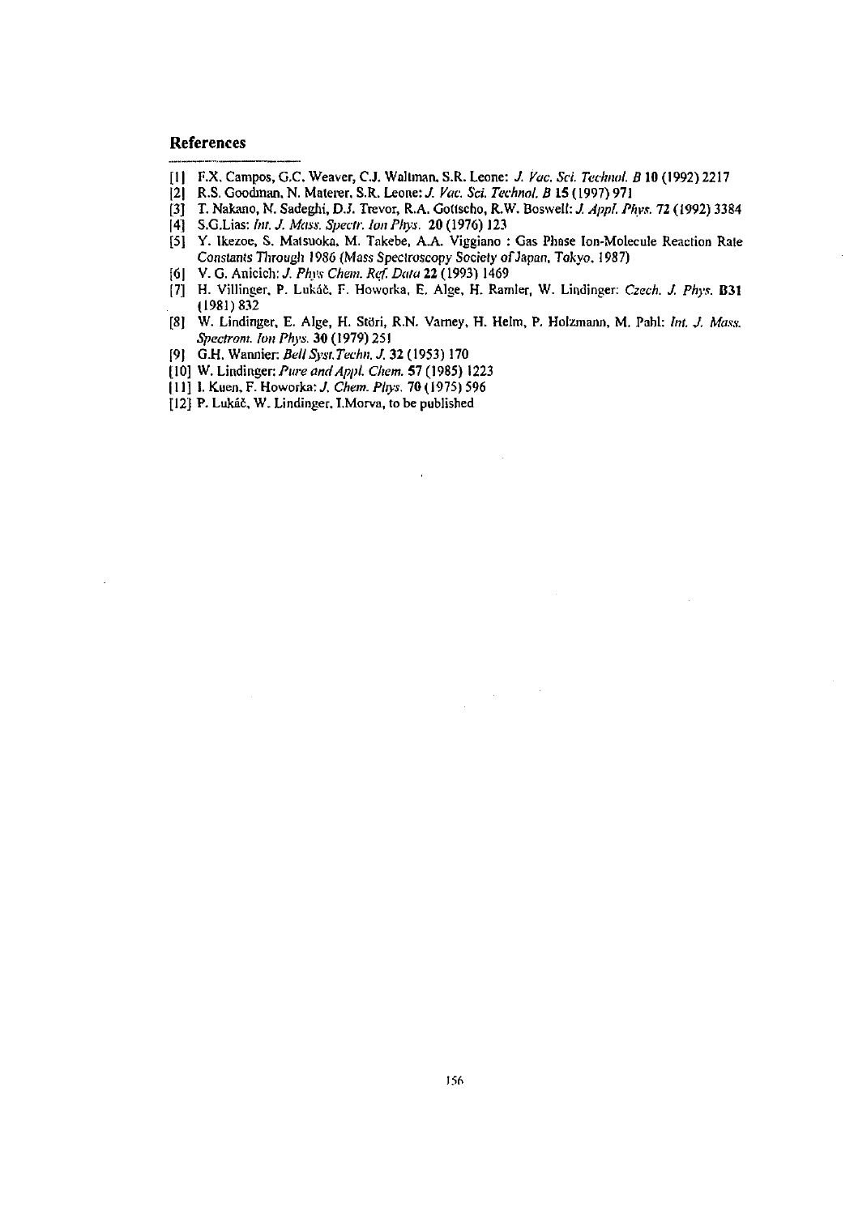## References

[1] F.X. Campos, G.C. Weaver, C.J. Waltman, S.R. Leone: *J. Vac. Sci. Technol. B* **10** (1992) 2217

[2] R.S. Goodman, N. Materer, S.R. Leone: *J. Vac. Sci. Technol. B* **15** (1997) 971

[3] T. Nakano, N. Sadeghi, D.J. Trevor, R.A. Gottscho, R.W. Boswell: *J. Appl. Phys.* **72** (1992) 3384

[4] S.G.Lias: *Int. J. Mass. Spectr. Ion Phys.* **20** (1976) 123

[5] Y. Ikezoe, S. Matsuoka, M. Takebe, A.A. Viggiano : Gas Phase Ion-Molecule Reaction Rate Constants Through 1986 (Mass Spectroscopy Society of Japan, Tokyo, 1987)

[6] V. G. Anicich: *J. Phys Chem. Ref. Data* **22** (1993) 1469

[7] H. Villinger, P. Lukáč, F. Howorka, E. Alge, H. Ramler, W. Lindinger: *Czech. J. Phys.* **B31** (1981) 832

[8] W. Lindinger, E. Alge, H. Störi, R.N. Varney, H. Helm, P. Holzmann, M. Pahl: *Int. J. Mass. Spectrom. Ion Phys.* **30** (1979) 251

[9] G.H. Wannier: *Bell Syst.Techn. J.* **32** (1953) 170

[10] W. Lindinger: *Pure and Appl. Chem.* **57** (1985) 1223

[11] I. Kuen, F. Howorka: *J. Chem. Phys.* **70** (1975) 596

[12] P. Lukáč, W. Lindinger, I.Morva, to be published